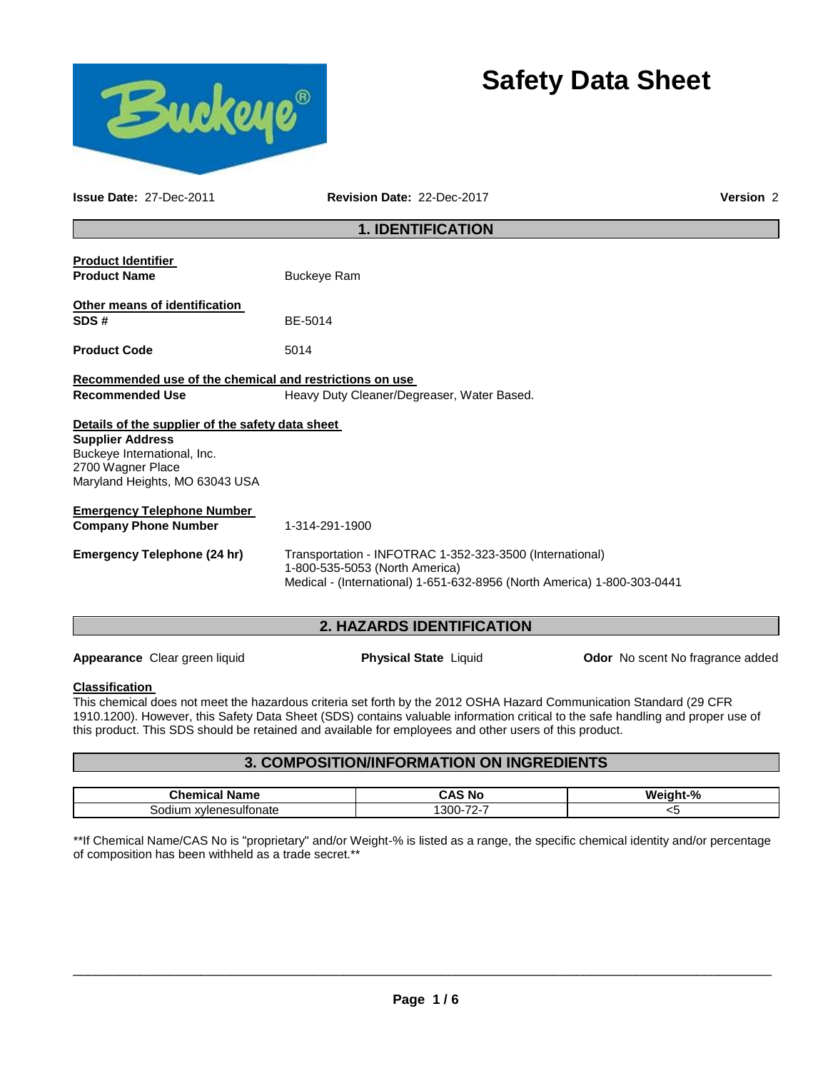# Safety Data Sheet

**Issue Date:** 27-Dec-2011 **Revision Date:** 22-Dec-2017 **Version** 2

## 1. IDENTIFICATION

**Product Identifier**

**Product Name** Buckeye Ram

**Other means of identification**

**SDS #** BE-5014

**Product Code** 5014

**Recommended use of the chemical and restrictions on use**

**Recommended Use** Heavy Duty Cleaner/Degreaser, Water Based.

**Details of the supplier of the safety data sheet**

**Supplier Address**
Buckeye International, Inc.
2700 Wagner Place
Maryland Heights, MO 63043 USA

**Emergency Telephone Number**

**Company Phone Number** 1-314-291-1900

**Emergency Telephone (24 hr)** Transportation - INFOTRAC 1-352-323-3500 (International)
1-800-535-5053 (North America)
Medical - (International) 1-651-632-8956 (North America) 1-800-303-0441

## 2. HAZARDS IDENTIFICATION

**Appearance** Clear green liquid **Physical State** Liquid **Odor** No scent No fragrance added

**Classification**

This chemical does not meet the hazardous criteria set forth by the 2012 OSHA Hazard Communication Standard (29 CFR 1910.1200). However, this Safety Data Sheet (SDS) contains valuable information critical to the safe handling and proper use of this product. This SDS should be retained and available for employees and other users of this product.

## 3. COMPOSITION/INFORMATION ON INGREDIENTS

| Chemical Name | CAS No | Weight-% |
|---|---|---|
| Sodium xylenesulfonate | 1300-72-7 | <5 |

**If Chemical Name/CAS No is "proprietary" and/or Weight-% is listed as a range, the specific chemical identity and/or percentage of composition has been withheld as a trade secret.**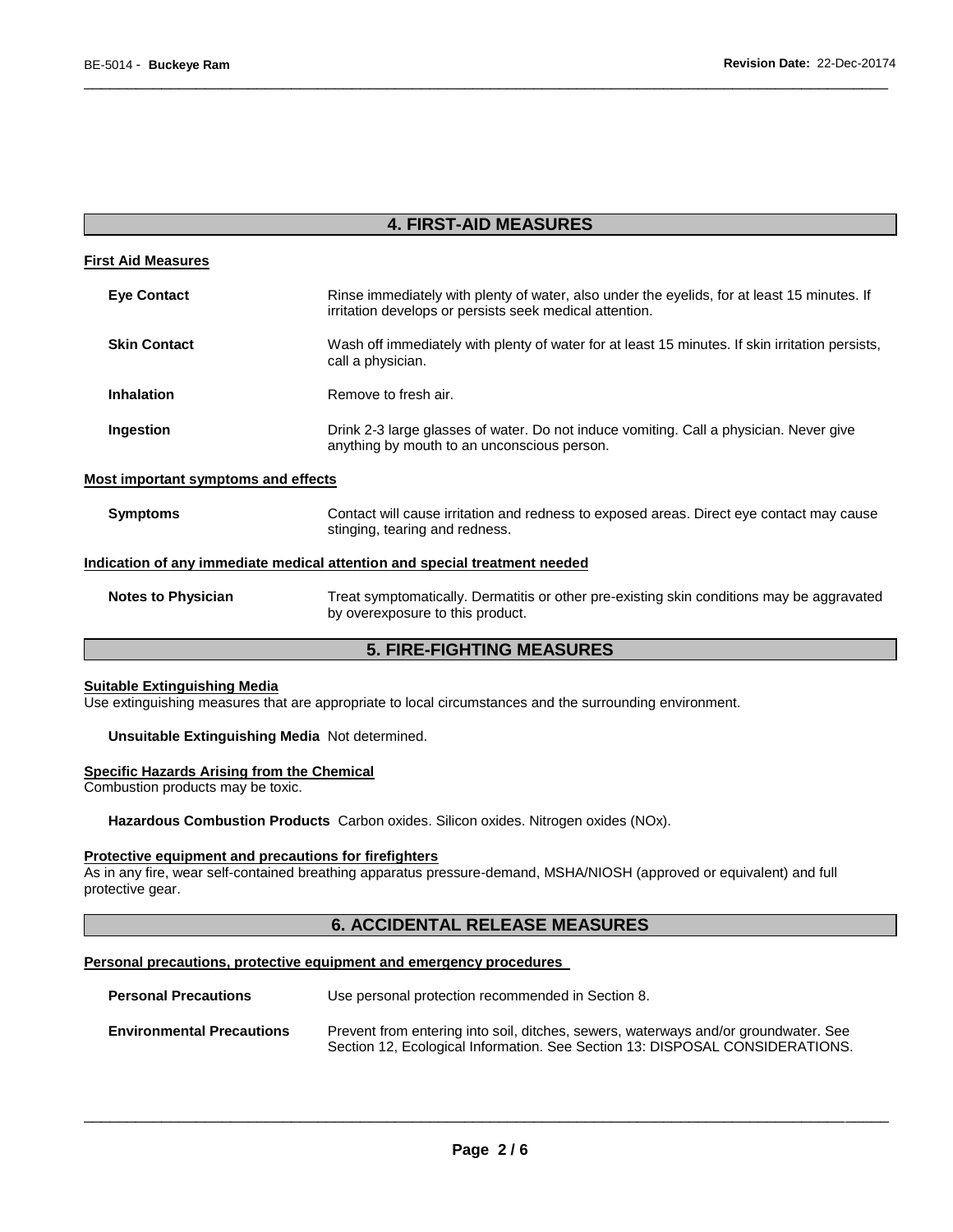## 4. FIRST-AID MEASURES

### First Aid Measures

**Eye Contact** Rinse immediately with plenty of water, also under the eyelids, for at least 15 minutes. If irritation develops or persists seek medical attention.

**Skin Contact** Wash off immediately with plenty of water for at least 15 minutes. If skin irritation persists, call a physician.

**Inhalation** Remove to fresh air.

**Ingestion** Drink 2-3 large glasses of water. Do not induce vomiting. Call a physician. Never give anything by mouth to an unconscious person.

### Most important symptoms and effects

**Symptoms** Contact will cause irritation and redness to exposed areas. Direct eye contact may cause stinging, tearing and redness.

### Indication of any immediate medical attention and special treatment needed

**Notes to Physician** Treat symptomatically. Dermatitis or other pre-existing skin conditions may be aggravated by overexposure to this product.

## 5. FIRE-FIGHTING MEASURES

### Suitable Extinguishing Media

Use extinguishing measures that are appropriate to local circumstances and the surrounding environment.

**Unsuitable Extinguishing Media** Not determined.

### Specific Hazards Arising from the Chemical

Combustion products may be toxic.

**Hazardous Combustion Products** Carbon oxides. Silicon oxides. Nitrogen oxides (NOx).

### Protective equipment and precautions for firefighters

As in any fire, wear self-contained breathing apparatus pressure-demand, MSHA/NIOSH (approved or equivalent) and full protective gear.

## 6. ACCIDENTAL RELEASE MEASURES

### Personal precautions, protective equipment and emergency procedures

**Personal Precautions** Use personal protection recommended in Section 8.

**Environmental Precautions** Prevent from entering into soil, ditches, sewers, waterways and/or groundwater. See Section 12, Ecological Information. See Section 13: DISPOSAL CONSIDERATIONS.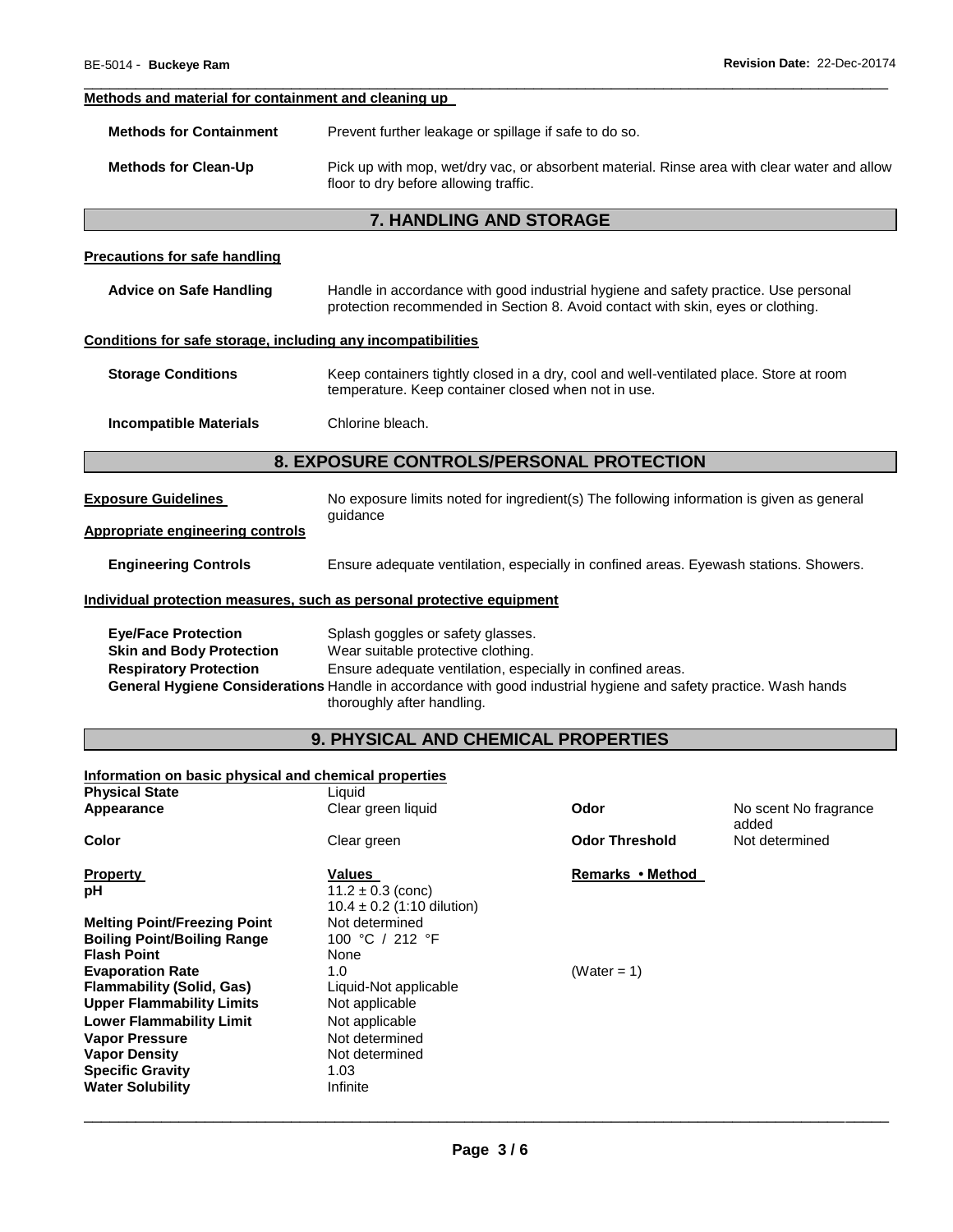**Methods and material for containment and cleaning up**

**Methods for Containment** Prevent further leakage or spillage if safe to do so.

**Methods for Clean-Up** Pick up with mop, wet/dry vac, or absorbent material. Rinse area with clear water and allow floor to dry before allowing traffic.

## 7. HANDLING AND STORAGE

**Precautions for safe handling**

**Advice on Safe Handling** Handle in accordance with good industrial hygiene and safety practice. Use personal protection recommended in Section 8. Avoid contact with skin, eyes or clothing.

**Conditions for safe storage, including any incompatibilities**

**Storage Conditions** Keep containers tightly closed in a dry, cool and well-ventilated place. Store at room temperature. Keep container closed when not in use.

**Incompatible Materials** Chlorine bleach.

## 8. EXPOSURE CONTROLS/PERSONAL PROTECTION

**Exposure Guidelines** No exposure limits noted for ingredient(s) The following information is given as general guidance

**Appropriate engineering controls**

**Engineering Controls** Ensure adequate ventilation, especially in confined areas. Eyewash stations. Showers.

**Individual protection measures, such as personal protective equipment**

**Eye/Face Protection** Splash goggles or safety glasses.
**Skin and Body Protection** Wear suitable protective clothing.
**Respiratory Protection** Ensure adequate ventilation, especially in confined areas.
**General Hygiene Considerations** Handle in accordance with good industrial hygiene and safety practice. Wash hands thoroughly after handling.

## 9. PHYSICAL AND CHEMICAL PROPERTIES

**Information on basic physical and chemical properties**

| | | | |
|---|---|---|---|
| **Physical State** | Liquid | | |
| **Appearance** | Clear green liquid | **Odor** | No scent No fragrance added |
| **Color** | Clear green | **Odor Threshold** | Not determined |

| **Property** | **Values** | **Remarks • Method** |
|---|---|---|
| **pH** | 11.2 ± 0.3 (conc)<br>10.4 ± 0.2 (1:10 dilution) | |
| **Melting Point/Freezing Point** | Not determined | |
| **Boiling Point/Boiling Range** | 100 °C / 212 °F | |
| **Flash Point** | None | |
| **Evaporation Rate** | 1.0 | (Water = 1) |
| **Flammability (Solid, Gas)** | Liquid-Not applicable | |
| **Upper Flammability Limits** | Not applicable | |
| **Lower Flammability Limit** | Not applicable | |
| **Vapor Pressure** | Not determined | |
| **Vapor Density** | Not determined | |
| **Specific Gravity** | 1.03 | |
| **Water Solubility** | Infinite | |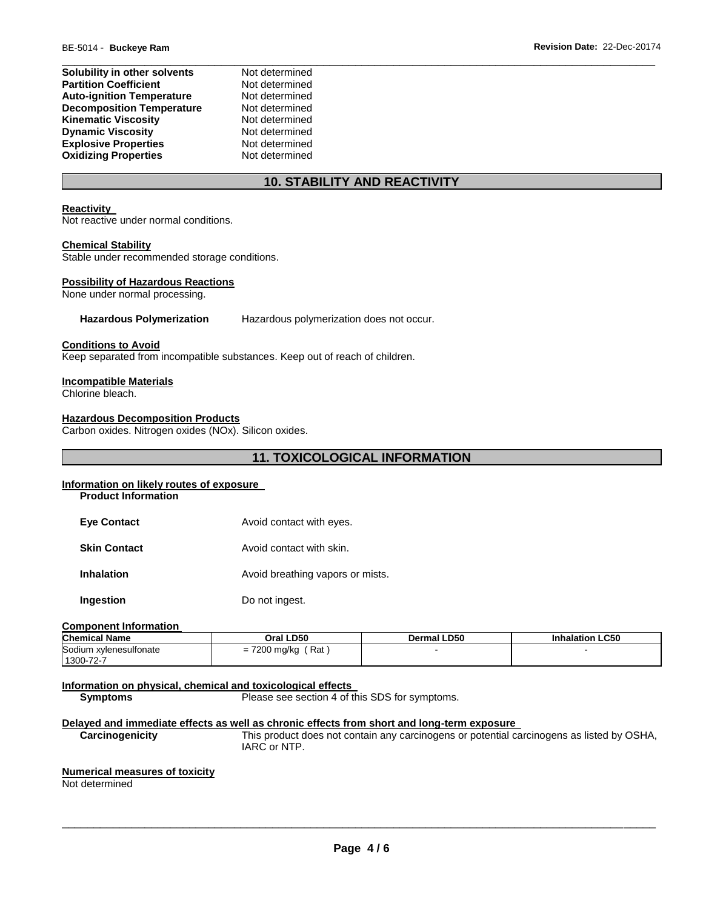| | |
|---|---|
| **Solubility in other solvents** | Not determined |
| **Partition Coefficient** | Not determined |
| **Auto-ignition Temperature** | Not determined |
| **Decomposition Temperature** | Not determined |
| **Kinematic Viscosity** | Not determined |
| **Dynamic Viscosity** | Not determined |
| **Explosive Properties** | Not determined |
| **Oxidizing Properties** | Not determined |

## 10. STABILITY AND REACTIVITY

**Reactivity**
Not reactive under normal conditions.

**Chemical Stability**
Stable under recommended storage conditions.

**Possibility of Hazardous Reactions**
None under normal processing.

**Hazardous Polymerization** Hazardous polymerization does not occur.

**Conditions to Avoid**
Keep separated from incompatible substances. Keep out of reach of children.

**Incompatible Materials**
Chlorine bleach.

**Hazardous Decomposition Products**
Carbon oxides. Nitrogen oxides (NOx). Silicon oxides.

## 11. TOXICOLOGICAL INFORMATION

**Information on likely routes of exposure**

**Product Information**

**Eye Contact** Avoid contact with eyes.

**Skin Contact** Avoid contact with skin.

**Inhalation** Avoid breathing vapors or mists.

**Ingestion** Do not ingest.

**Component Information**

| Chemical Name | Oral LD50 | Dermal LD50 | Inhalation LC50 |
|---|---|---|---|
| Sodium xylenesulfonate<br>1300-72-7 | = 7200 mg/kg ( Rat ) | - | - |

**Information on physical, chemical and toxicological effects**

**Symptoms** Please see section 4 of this SDS for symptoms.

**Delayed and immediate effects as well as chronic effects from short and long-term exposure**

**Carcinogenicity** This product does not contain any carcinogens or potential carcinogens as listed by OSHA, IARC or NTP.

**Numerical measures of toxicity**
Not determined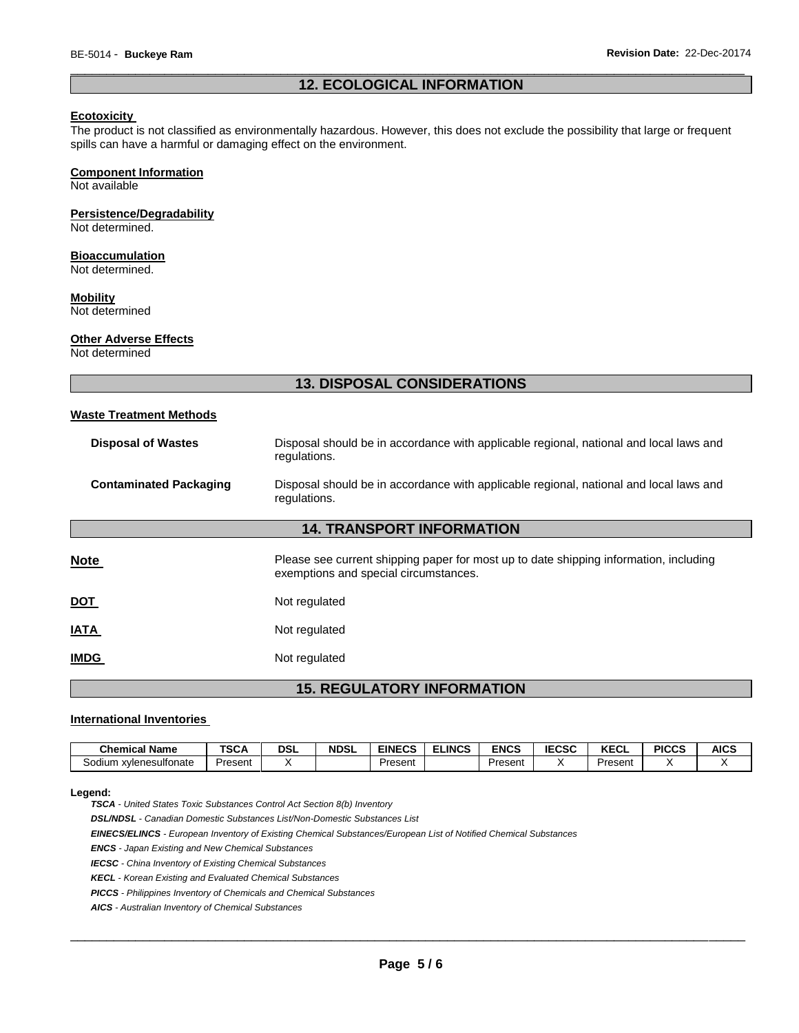## 12. ECOLOGICAL INFORMATION

**Ecotoxicity**

The product is not classified as environmentally hazardous. However, this does not exclude the possibility that large or frequent spills can have a harmful or damaging effect on the environment.

**Component Information**

Not available

**Persistence/Degradability**

Not determined.

**Bioaccumulation**

Not determined.

**Mobility**

Not determined

**Other Adverse Effects**

Not determined

## 13. DISPOSAL CONSIDERATIONS

**Waste Treatment Methods**

**Disposal of Wastes** Disposal should be in accordance with applicable regional, national and local laws and regulations.

**Contaminated Packaging** Disposal should be in accordance with applicable regional, national and local laws and regulations.

## 14. TRANSPORT INFORMATION

**Note** Please see current shipping paper for most up to date shipping information, including exemptions and special circumstances.

**DOT** Not regulated

**IATA** Not regulated

**IMDG** Not regulated

## 15. REGULATORY INFORMATION

**International Inventories**

| Chemical Name | TSCA | DSL | NDSL | EINECS | ELINCS | ENCS | IECSC | KECL | PICCS | AICS |
|---|---|---|---|---|---|---|---|---|---|---|
| Sodium xylenesulfonate | Present | X | | Present | | Present | X | Present | X | X |

**Legend:**

***TSCA*** *- United States Toxic Substances Control Act Section 8(b) Inventory*

***DSL/NDSL*** *- Canadian Domestic Substances List/Non-Domestic Substances List*

***EINECS/ELINCS*** *- European Inventory of Existing Chemical Substances/European List of Notified Chemical Substances*

***ENCS*** *- Japan Existing and New Chemical Substances*

***IECSC*** *- China Inventory of Existing Chemical Substances*

***KECL*** *- Korean Existing and Evaluated Chemical Substances*

***PICCS*** *- Philippines Inventory of Chemicals and Chemical Substances*

***AICS*** *- Australian Inventory of Chemical Substances*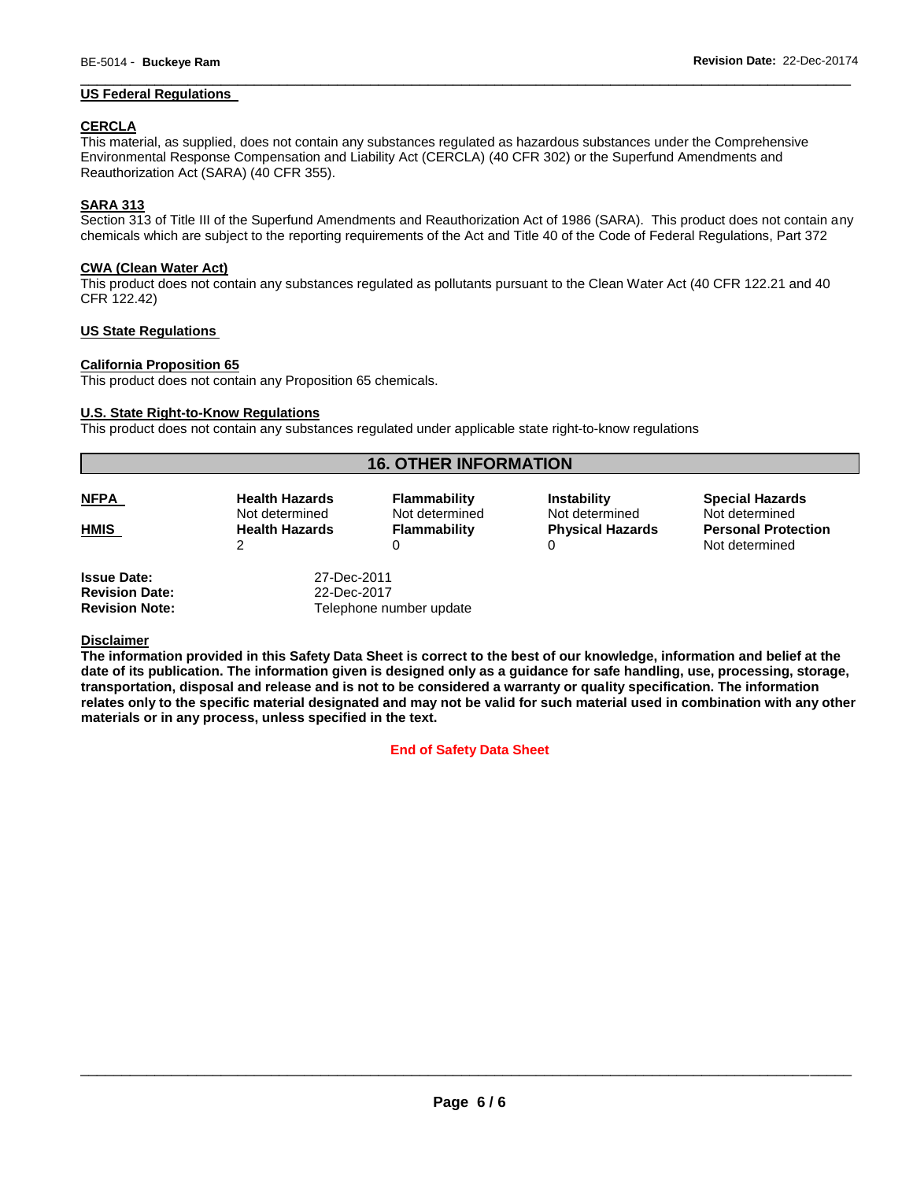### US Federal Regulations

#### CERCLA

This material, as supplied, does not contain any substances regulated as hazardous substances under the Comprehensive Environmental Response Compensation and Liability Act (CERCLA) (40 CFR 302) or the Superfund Amendments and Reauthorization Act (SARA) (40 CFR 355).

#### SARA 313

Section 313 of Title III of the Superfund Amendments and Reauthorization Act of 1986 (SARA). This product does not contain any chemicals which are subject to the reporting requirements of the Act and Title 40 of the Code of Federal Regulations, Part 372

#### CWA (Clean Water Act)

This product does not contain any substances regulated as pollutants pursuant to the Clean Water Act (40 CFR 122.21 and 40 CFR 122.42)

### US State Regulations

#### California Proposition 65

This product does not contain any Proposition 65 chemicals.

#### U.S. State Right-to-Know Regulations

This product does not contain any substances regulated under applicable state right-to-know regulations

## 16. OTHER INFORMATION

| | | | | |
|---|---|---|---|---|
| **NFPA** | **Health Hazards** Not determined | **Flammability** Not determined | **Instability** Not determined | **Special Hazards** Not determined |
| **HMIS** | **Health Hazards** 2 | **Flammability** 0 | **Physical Hazards** 0 | **Personal Protection** Not determined |

**Issue Date:** 27-Dec-2011
**Revision Date:** 22-Dec-2017
**Revision Note:** Telephone number update

#### Disclaimer

**The information provided in this Safety Data Sheet is correct to the best of our knowledge, information and belief at the date of its publication. The information given is designed only as a guidance for safe handling, use, processing, storage, transportation, disposal and release and is not to be considered a warranty or quality specification. The information relates only to the specific material designated and may not be valid for such material used in combination with any other materials or in any process, unless specified in the text.**

**End of Safety Data Sheet**